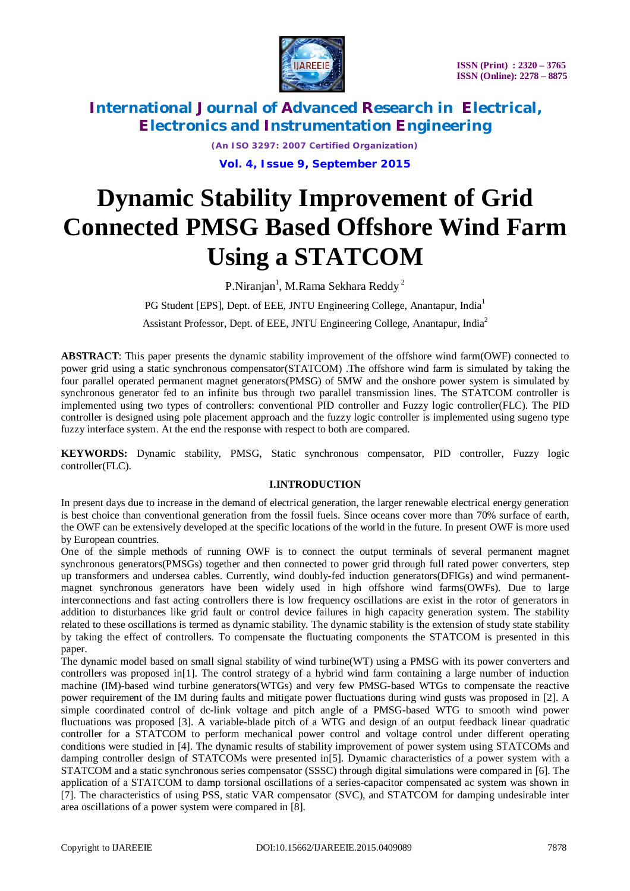# Dynamic Stability Improvement of Grid Connected PMSG Based Offshore Wind Farm Using a STATCOM

P.Niranjan[1], M.Rama Sekhara Reddy[2]

PG Student [EPS], Dept. of EEE, JNTU Engineering College, Anantapur, India[1]

Assistant Professor, Dept. of EEE, JNTU Engineering College, Anantapur, India[2]

**ABSTRACT**: This paper presents the dynamic stability improvement of the offshore wind farm(OWF) connected to power grid using a static synchronous compensator(STATCOM) .The offshore wind farm is simulated by taking the four parallel operated permanent magnet generators(PMSG) of 5MW and the onshore power system is simulated by synchronous generator fed to an infinite bus through two parallel transmission lines. The STATCOM controller is implemented using two types of controllers: conventional PID controller and Fuzzy logic controller(FLC). The PID controller is designed using pole placement approach and the fuzzy logic controller is implemented using sugeno type fuzzy interface system. At the end the response with respect to both are compared.

**KEYWORDS:** Dynamic stability, PMSG, Static synchronous compensator, PID controller, Fuzzy logic controller(FLC).

## I.INTRODUCTION

In present days due to increase in the demand of electrical generation, the larger renewable electrical energy generation is best choice than conventional generation from the fossil fuels. Since oceans cover more than 70% surface of earth, the OWF can be extensively developed at the specific locations of the world in the future. In present OWF is more used by European countries.

One of the simple methods of running OWF is to connect the output terminals of several permanent magnet synchronous generators(PMSGs) together and then connected to power grid through full rated power converters, step up transformers and undersea cables. Currently, wind doubly-fed induction generators(DFIGs) and wind permanent-magnet synchronous generators have been widely used in high offshore wind farms(OWFs). Due to large interconnections and fast acting controllers there is low frequency oscillations are exist in the rotor of generators in addition to disturbances like grid fault or control device failures in high capacity generation system. The stability related to these oscillations is termed as dynamic stability. The dynamic stability is the extension of study state stability by taking the effect of controllers. To compensate the fluctuating components the STATCOM is presented in this paper.

The dynamic model based on small signal stability of wind turbine(WT) using a PMSG with its power converters and controllers was proposed in[1]. The control strategy of a hybrid wind farm containing a large number of induction machine (IM)-based wind turbine generators(WTGs) and very few PMSG-based WTGs to compensate the reactive power requirement of the IM during faults and mitigate power fluctuations during wind gusts was proposed in [2]. A simple coordinated control of dc-link voltage and pitch angle of a PMSG-based WTG to smooth wind power fluctuations was proposed [3]. A variable-blade pitch of a WTG and design of an output feedback linear quadratic controller for a STATCOM to perform mechanical power control and voltage control under different operating conditions were studied in [4]. The dynamic results of stability improvement of power system using STATCOMs and damping controller design of STATCOMs were presented in[5]. Dynamic characteristics of a power system with a STATCOM and a static synchronous series compensator (SSSC) through digital simulations were compared in [6]. The application of a STATCOM to damp torsional oscillations of a series-capacitor compensated ac system was shown in [7]. The characteristics of using PSS, static VAR compensator (SVC), and STATCOM for damping undesirable inter area oscillations of a power system were compared in [8].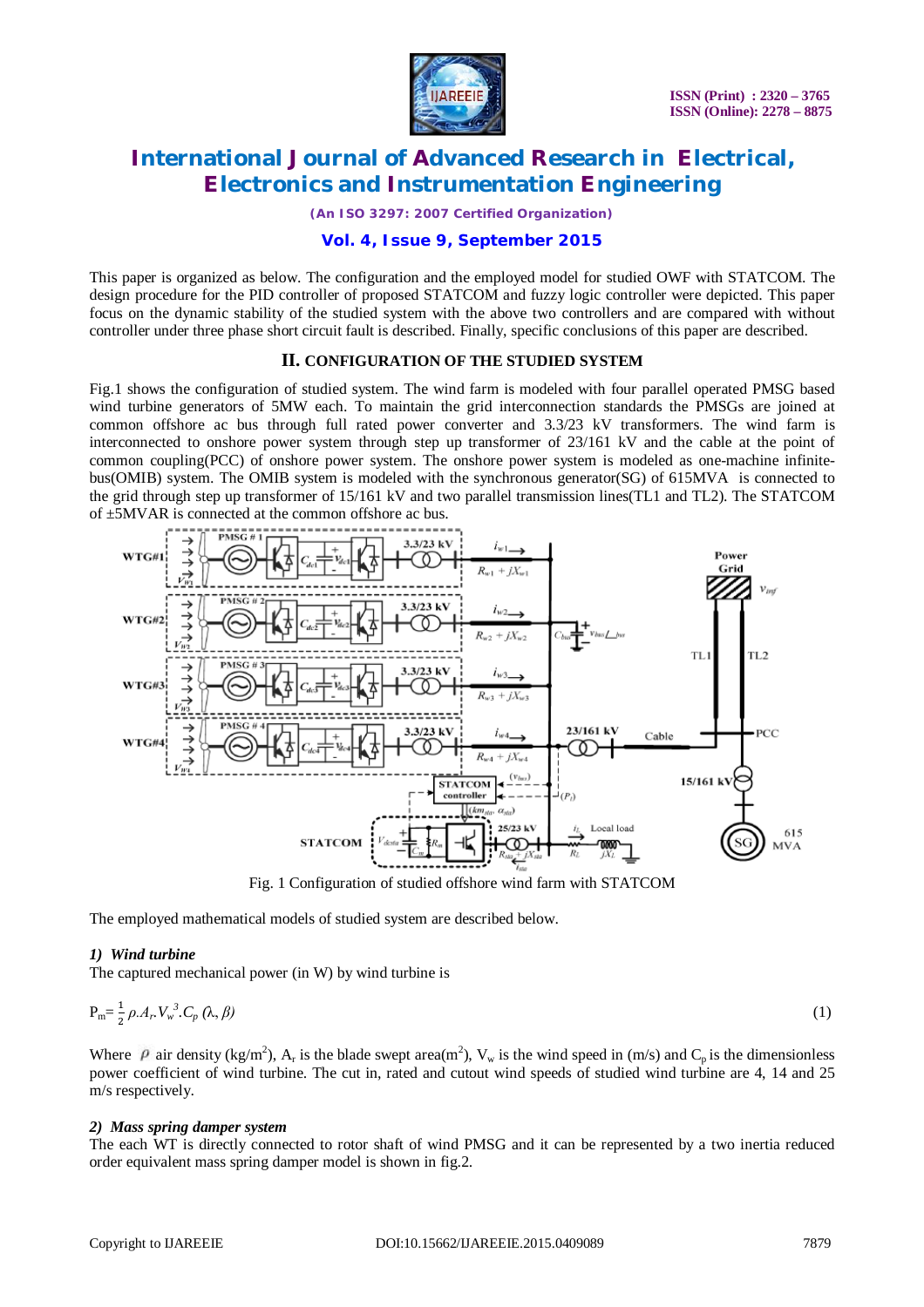This paper is organized as below. The configuration and the employed model for studied OWF with STATCOM. The design procedure for the PID controller of proposed STATCOM and fuzzy logic controller were depicted. This paper focus on the dynamic stability of the studied system with the above two controllers and are compared with without controller under three phase short circuit fault is described. Finally, specific conclusions of this paper are described.

## II. CONFIGURATION OF THE STUDIED SYSTEM

Fig.1 shows the configuration of studied system. The wind farm is modeled with four parallel operated PMSG based wind turbine generators of 5MW each. To maintain the grid interconnection standards the PMSGs are joined at common offshore ac bus through full rated power converter and 3.3/23 kV transformers. The wind farm is interconnected to onshore power system through step up transformer of 23/161 kV and the cable at the point of common coupling(PCC) of onshore power system. The onshore power system is modeled as one-machine infinite-bus(OMIB) system. The OMIB system is modeled with the synchronous generator(SG) of 615MVA is connected to the grid through step up transformer of 15/161 kV and two parallel transmission lines(TL1 and TL2). The STATCOM of ±5MVAR is connected at the common offshore ac bus.

Fig. 1 Configuration of studied offshore wind farm with STATCOM

The employed mathematical models of studied system are described below.

### 1) *Wind turbine*

The captured mechanical power (in W) by wind turbine is

$$P_m = \frac{1}{2}\rho . A_r . V_w^3 . C_p(\lambda, \beta) \tag{1}$$

Where $\rho$ air density (kg/m$^2$), $A_r$ is the blade swept area(m$^2$), $V_w$ is the wind speed in (m/s) and $C_p$ is the dimensionless power coefficient of wind turbine. The cut in, rated and cutout wind speeds of studied wind turbine are 4, 14 and 25 m/s respectively.

### 2) *Mass spring damper system*

The each WT is directly connected to rotor shaft of wind PMSG and it can be represented by a two inertia reduced order equivalent mass spring damper model is shown in fig.2.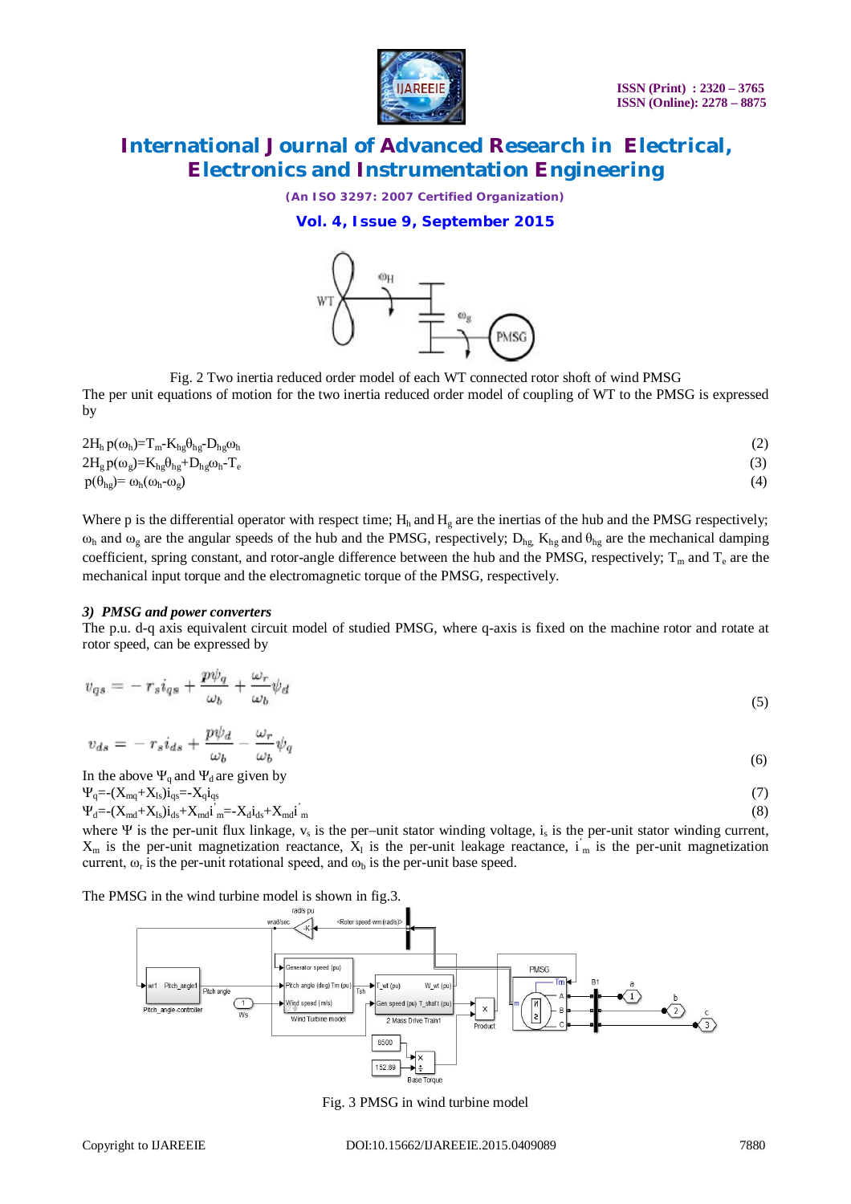Fig. 2 Two inertia reduced order model of each WT connected rotor shoft of wind PMSG

The per unit equations of motion for the two inertia reduced order model of coupling of WT to the PMSG is expressed by

$$2H_h\, p(\omega_h)=T_m-K_{hg}\theta_{hg}-D_{hg}\omega_h \quad (2)$$

$$2H_g\, p(\omega_g)=K_{hg}\theta_{hg}+D_{hg}\omega_h-T_e \quad (3)$$

$$p(\theta_{hg})=\omega_h(\omega_h-\omega_g) \quad (4)$$

Where p is the differential operator with respect time; $H_h$ and $H_g$ are the inertias of the hub and the PMSG respectively; $\omega_h$ and $\omega_g$ are the angular speeds of the hub and the PMSG, respectively; $D_{hg}$, $K_{hg}$ and $\theta_{hg}$ are the mechanical damping coefficient, spring constant, and rotor-angle difference between the hub and the PMSG, respectively; $T_m$ and $T_e$ are the mechanical input torque and the electromagnetic torque of the PMSG, respectively.

### 3) *PMSG and power converters*

The p.u. d-q axis equivalent circuit model of studied PMSG, where q-axis is fixed on the machine rotor and rotate at rotor speed, can be expressed by

$$v_{qs} = -r_s i_{qs} + \frac{p\psi_q}{\omega_b} + \frac{\omega_r}{\omega_b}\psi_d \quad (5)$$

$$v_{ds} = -r_s i_{ds} + \frac{p\psi_d}{\omega_b} - \frac{\omega_r}{\omega_b}\psi_q \quad (6)$$

In the above $\Psi_q$ and $\Psi_d$ are given by

$$\Psi_q=-(X_{mq}+X_{ls})i_{qs}=-X_q i_{qs} \quad (7)$$

$$\Psi_d=-(X_{md}+X_{ls})i_{ds}+X_{md}i'_m=-X_d i_{ds}+X_{md}i'_m \quad (8)$$

where $\Psi$ is the per-unit flux linkage, $v_s$ is the per–unit stator winding voltage, $i_s$ is the per-unit stator winding current, $X_m$ is the per-unit magnetization reactance, $X_l$ is the per-unit leakage reactance, $i'_m$ is the per-unit magnetization current, $\omega_r$ is the per-unit rotational speed, and $\omega_b$ is the per-unit base speed.

The PMSG in the wind turbine model is shown in fig.3.

Fig. 3 PMSG in wind turbine model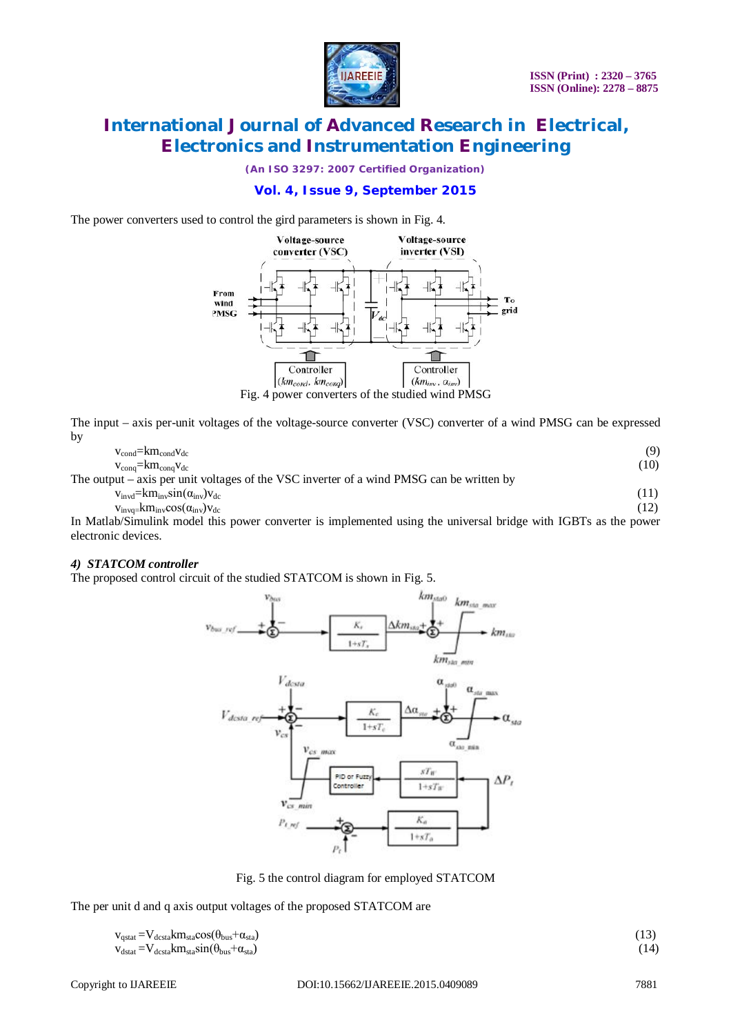The power converters used to control the gird parameters is shown in Fig. 4.

Voltage-source converter (VSC)

Voltage-source inverter (VSI)

From wind PMSG

To grid

$V_{dc}$

Controller ($km_{cond}$, $km_{conq}$)

Controller ($km_{inv}$, $\alpha_{inv}$)

Fig. 4 power converters of the studied wind PMSG

The input – axis per-unit voltages of the voltage-source converter (VSC) converter of a wind PMSG can be expressed by

$$v_{cond}=km_{cond}v_{dc} \tag{9}$$

$$v_{conq}=km_{conq}v_{dc} \tag{10}$$

The output – axis per unit voltages of the VSC inverter of a wind PMSG can be written by

$$v_{invd}=km_{inv}\sin(\alpha_{inv})v_{dc} \tag{11}$$

$$v_{invq}=km_{inv}\cos(\alpha_{inv})v_{dc} \tag{12}$$

In Matlab/Simulink model this power converter is implemented using the universal bridge with IGBTs as the power electronic devices.

#### *4) STATCOM controller*

The proposed control circuit of the studied STATCOM is shown in Fig. 5.

$v_{bus}$

$v_{bus\_ref}$

$\frac{K_s}{1+sT_s}$

$\Delta km_{sta}$

$km_{sta0}$

$km_{sta\_max}$

$km_{sta}$

$km_{sta\_min}$

$V_{dcsta}$

$V_{dcsta\_ref}$

$v_{cs}$

$\frac{K_c}{1+sT_c}$

$\Delta\alpha_{sta}$

$\alpha_{sta0}$

$\alpha_{sta\_max}$

$\alpha_{sta}$

$\alpha_{sta\_min}$

$v_{cs\_max}$

PID or Fuzzy Controller

$\frac{sT_W}{1+sT_W}$

$\Delta P_t$

$v_{cs\_min}$

$P_{t\_ref}$

$\frac{K_a}{1+sT_a}$

$P_t$

Fig. 5 the control diagram for employed STATCOM

The per unit d and q axis output voltages of the proposed STATCOM are

$$v_{qstat} = V_{dcsta}km_{sta}\cos(\theta_{bus}+\alpha_{sta}) \tag{13}$$

$$v_{dstat} = V_{dcsta}km_{sta}\sin(\theta_{bus}+\alpha_{sta}) \tag{14}$$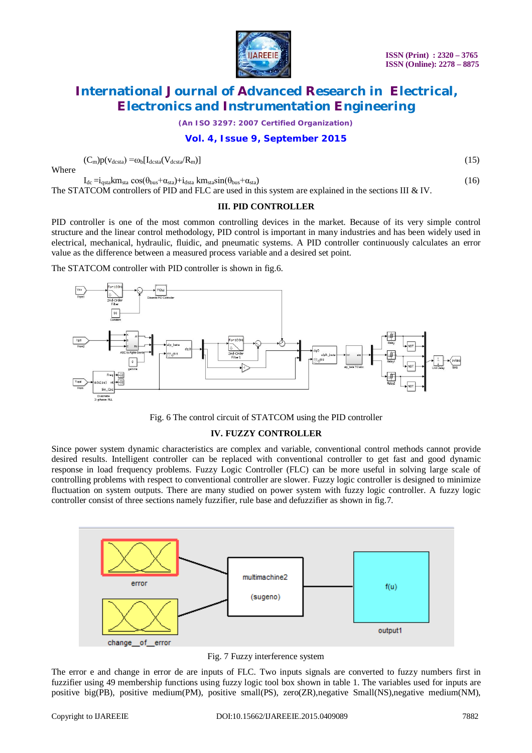$$(C_m)p(v_{dcsta}) = \omega_b[I_{dcsta}(V_{dcsta}/R_m)] \quad (15)$$

Where

$$I_{dc} = i_{qsta} km_{sta} \cos(\theta_{bus}+\alpha_{sta}) + i_{dsta}\ km_{sta} \sin(\theta_{bus}+\alpha_{sta}) \quad (16)$$

The STATCOM controllers of PID and FLC are used in this system are explained in the sections III & IV.

## III. PID CONTROLLER

PID controller is one of the most common controlling devices in the market. Because of its very simple control structure and the linear control methodology, PID control is important in many industries and has been widely used in electrical, mechanical, hydraulic, fluidic, and pneumatic systems. A PID controller continuously calculates an error value as the difference between a measured process variable and a desired set point.

The STATCOM controller with PID controller is shown in fig.6.

Fig. 6 The control circuit of STATCOM using the PID controller

## IV. FUZZY CONTROLLER

Since power system dynamic characteristics are complex and variable, conventional control methods cannot provide desired results. Intelligent controller can be replaced with conventional controller to get fast and good dynamic response in load frequency problems. Fuzzy Logic Controller (FLC) can be more useful in solving large scale of controlling problems with respect to conventional controller are slower. Fuzzy logic controller is designed to minimize fluctuation on system outputs. There are many studied on power system with fuzzy logic controller. A fuzzy logic controller consist of three sections namely fuzzifier, rule base and defuzzifier as shown in fig.7.

Fig. 7 Fuzzy interference system

The error e and change in error de are inputs of FLC. Two inputs signals are converted to fuzzy numbers first in fuzzifier using 49 membership functions using fuzzy logic tool box shown in table 1. The variables used for inputs are positive big(PB), positive medium(PM), positive small(PS), zero(ZR),negative Small(NS),negative medium(NM),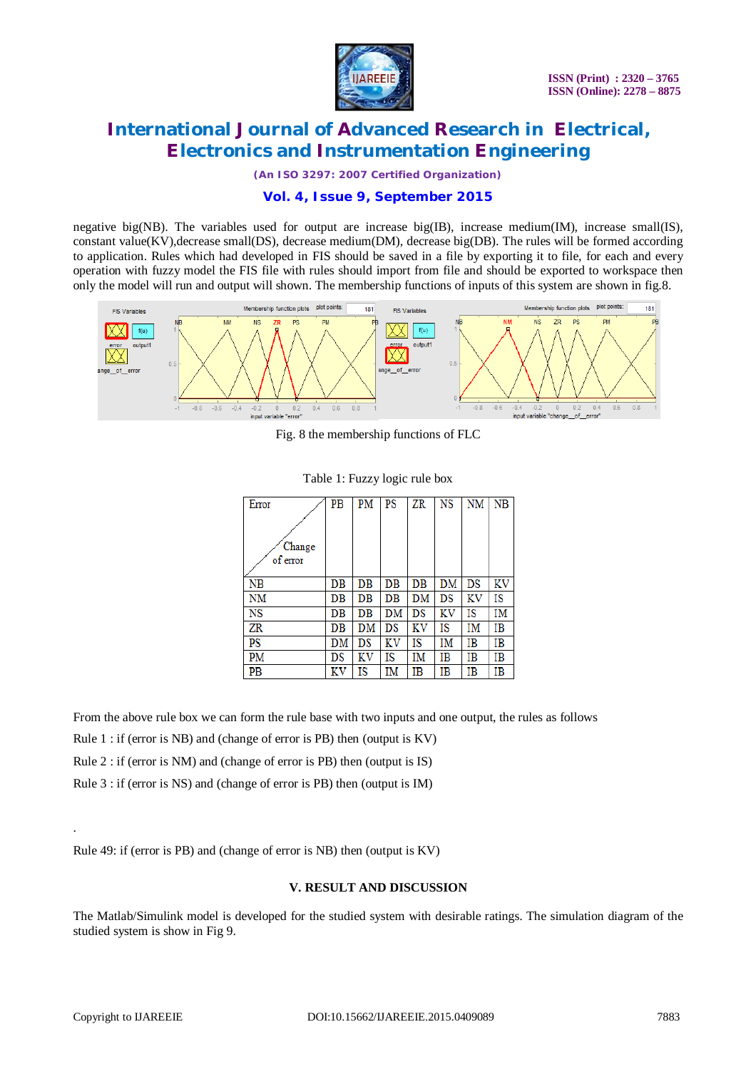negative big(NB). The variables used for output are increase big(IB), increase medium(IM), increase small(IS), constant value(KV),decrease small(DS), decrease medium(DM), decrease big(DB). The rules will be formed according to application. Rules which had developed in FIS should be saved in a file by exporting it to file, for each and every operation with fuzzy model the FIS file with rules should import from file and should be exported to workspace then only the model will run and output will shown. The membership functions of inputs of this system are shown in fig.8.

FIS Variables
error
f(u)
output1
ange__of__error
Membership function plots
plot points: 181
NB NM NS ZR PS PM PB
1
0.5
0
-1 -0.8 -0.6 -0.4 -0.2 0 0.2 0.4 0.6 0.8 1
input variable "error"

FIS Variables
error
f(u)
output1
ange__of__error
Membership function plots
plot points: 181
NB NM NS ZR PS PM PB
1
0.5
0
-1 -0.8 -0.6 -0.4 -0.2 0 0.2 0.4 0.6 0.8 1
input variable "change__of__error"

Fig. 8 the membership functions of FLC

Table 1: Fuzzy logic rule box

| Error / Change of error | PB | PM | PS | ZR | NS | NM | NB |
|---|---|---|---|---|---|---|---|
| NB | DB | DB | DB | DB | DM | DS | KV |
| NM | DB | DB | DB | DM | DS | KV | IS |
| NS | DB | DB | DM | DS | KV | IS | IM |
| ZR | DB | DM | DS | KV | IS | IM | IB |
| PS | DM | DS | KV | IS | IM | IB | IB |
| PM | DS | KV | IS | IM | IB | IB | IB |
| PB | KV | IS | IM | IB | IB | IB | IB |

From the above rule box we can form the rule base with two inputs and one output, the rules as follows

Rule 1 : if (error is NB) and (change of error is PB) then (output is KV)

Rule 2 : if (error is NM) and (change of error is PB) then (output is IS)

Rule 3 : if (error is NS) and (change of error is PB) then (output is IM)

.

Rule 49: if (error is PB) and (change of error is NB) then (output is KV)

## V. RESULT AND DISCUSSION

The Matlab/Simulink model is developed for the studied system with desirable ratings. The simulation diagram of the studied system is show in Fig 9.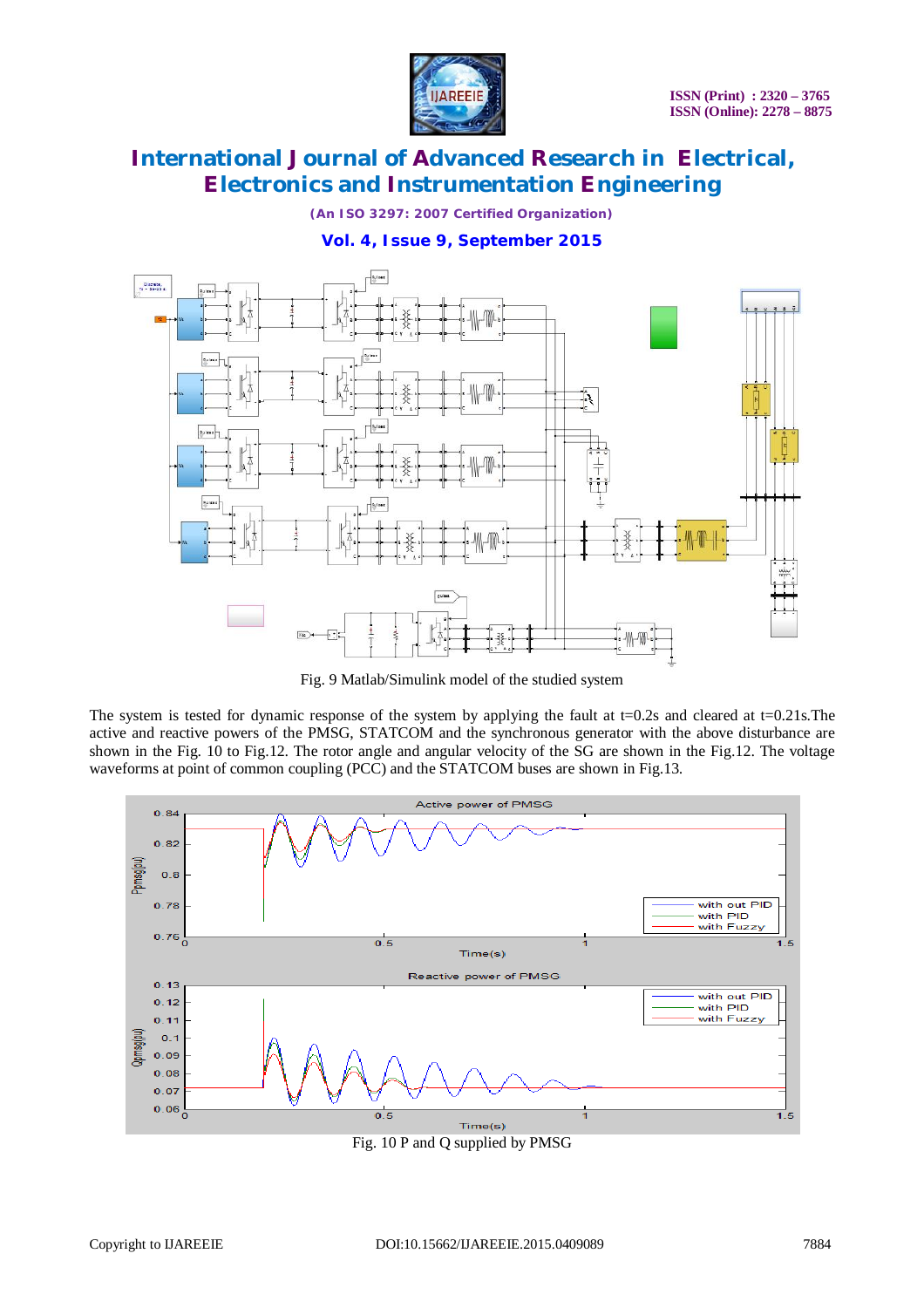Fig. 9 Matlab/Simulink model of the studied system

The system is tested for dynamic response of the system by applying the fault at t=0.2s and cleared at t=0.21s.The active and reactive powers of the PMSG, STATCOM and the synchronous generator with the above disturbance are shown in the Fig. 10 to Fig.12. The rotor angle and angular velocity of the SG are shown in the Fig.12. The voltage waveforms at point of common coupling (PCC) and the STATCOM buses are shown in Fig.13.

Active power of PMSG
Ppmsg(pu)
0.84
0.82
0.8
0.78
0.76
0
0.5
1
1.5
Time(s)
with out PID
with PID
with Fuzzy

Reactive power of PMSG
Qpmsg(pu)
0.13
0.12
0.11
0.1
0.09
0.08
0.07
0.06
0
0.5
1
1.5
Time(s)
with out PID
with PID
with Fuzzy

Fig. 10 P and Q supplied by PMSG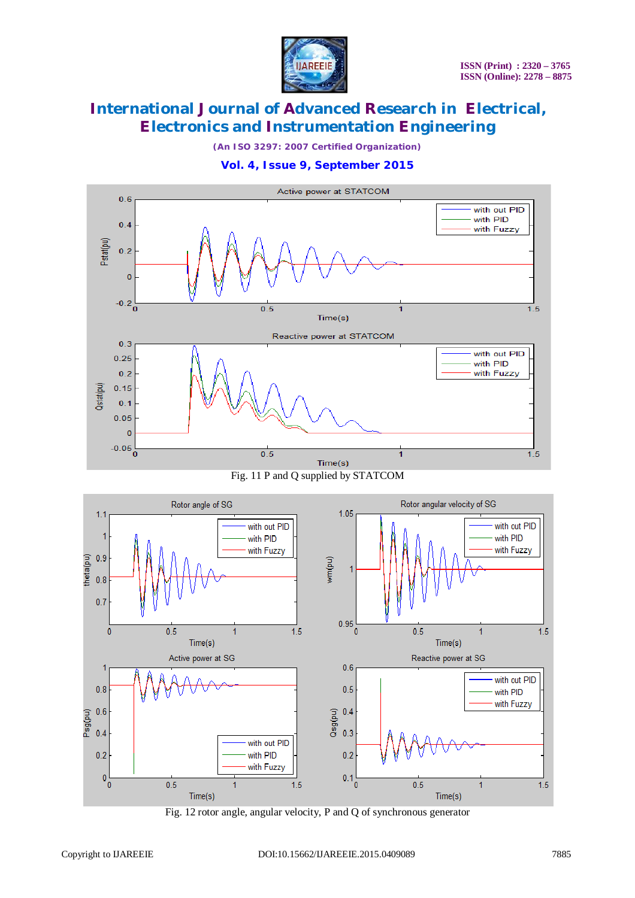Fig. 11 P and Q supplied by STATCOM

Fig. 12 rotor angle, angular velocity, P and Q of synchronous generator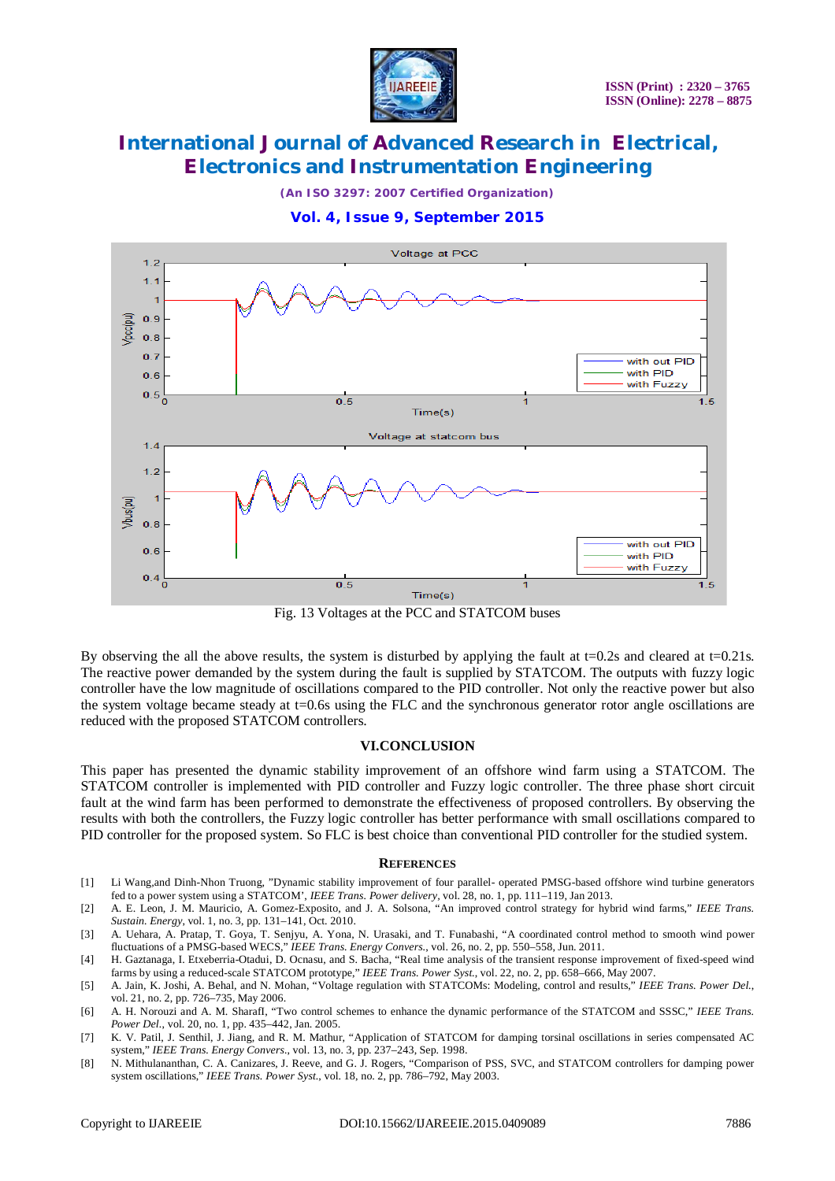Voltage at PCC

1.2
1.1
1
0.9
0.8
0.7
0.6
0.5

Vpcc(pu)

0
0.5
1
1.5

Time(s)

with out PID
with PID
with Fuzzy

Voltage at statcom bus

1.4
1.2
1
0.8
0.6
0.4

Vbus(pu)

0
0.5
1
1.5

Time(s)

with out PID
with PID
with Fuzzy

Fig. 13 Voltages at the PCC and STATCOM buses

By observing the all the above results, the system is disturbed by applying the fault at t=0.2s and cleared at t=0.21s. The reactive power demanded by the system during the fault is supplied by STATCOM. The outputs with fuzzy logic controller have the low magnitude of oscillations compared to the PID controller. Not only the reactive power but also the system voltage became steady at t=0.6s using the FLC and the synchronous generator rotor angle oscillations are reduced with the proposed STATCOM controllers.

## VI.CONCLUSION

This paper has presented the dynamic stability improvement of an offshore wind farm using a STATCOM. The STATCOM controller is implemented with PID controller and Fuzzy logic controller. The three phase short circuit fault at the wind farm has been performed to demonstrate the effectiveness of proposed controllers. By observing the results with both the controllers, the Fuzzy logic controller has better performance with small oscillations compared to PID controller for the proposed system. So FLC is best choice than conventional PID controller for the studied system.

## REFERENCES

[1] Li Wang,and Dinh-Nhon Truong, "Dynamic stability improvement of four parallel- operated PMSG-based offshore wind turbine generators fed to a power system using a STATCOM', *IEEE Trans. Power delivery*, vol. 28, no. 1, pp. 111–119, Jan 2013.

[2] A. E. Leon, J. M. Mauricio, A. Gomez-Exposito, and J. A. Solsona, "An improved control strategy for hybrid wind farms," *IEEE Trans. Sustain. Energy*, vol. 1, no. 3, pp. 131–141, Oct. 2010.

[3] A. Uehara, A. Pratap, T. Goya, T. Senjyu, A. Yona, N. Urasaki, and T. Funabashi, "A coordinated control method to smooth wind power fluctuations of a PMSG-based WECS," *IEEE Trans. Energy Convers.*, vol. 26, no. 2, pp. 550–558, Jun. 2011.

[4] H. Gaztanaga, I. Etxeberria-Otadui, D. Ocnasu, and S. Bacha, "Real time analysis of the transient response improvement of fixed-speed wind farms by using a reduced-scale STATCOM prototype," *IEEE Trans. Power Syst.*, vol. 22, no. 2, pp. 658–666, May 2007.

[5] A. Jain, K. Joshi, A. Behal, and N. Mohan, "Voltage regulation with STATCOMs: Modeling, control and results," *IEEE Trans. Power Del.*, vol. 21, no. 2, pp. 726–735, May 2006.

[6] A. H. Norouzi and A. M. Sharafl, "Two control schemes to enhance the dynamic performance of the STATCOM and SSSC," *IEEE Trans. Power Del.*, vol. 20, no. 1, pp. 435–442, Jan. 2005.

[7] K. V. Patil, J. Senthil, J. Jiang, and R. M. Mathur, "Application of STATCOM for damping torsinal oscillations in series compensated AC system," *IEEE Trans. Energy Convers.*, vol. 13, no. 3, pp. 237–243, Sep. 1998.

[8] N. Mithulananthan, C. A. Canizares, J. Reeve, and G. J. Rogers, "Comparison of PSS, SVC, and STATCOM controllers for damping power system oscillations," *IEEE Trans. Power Syst.*, vol. 18, no. 2, pp. 786–792, May 2003.